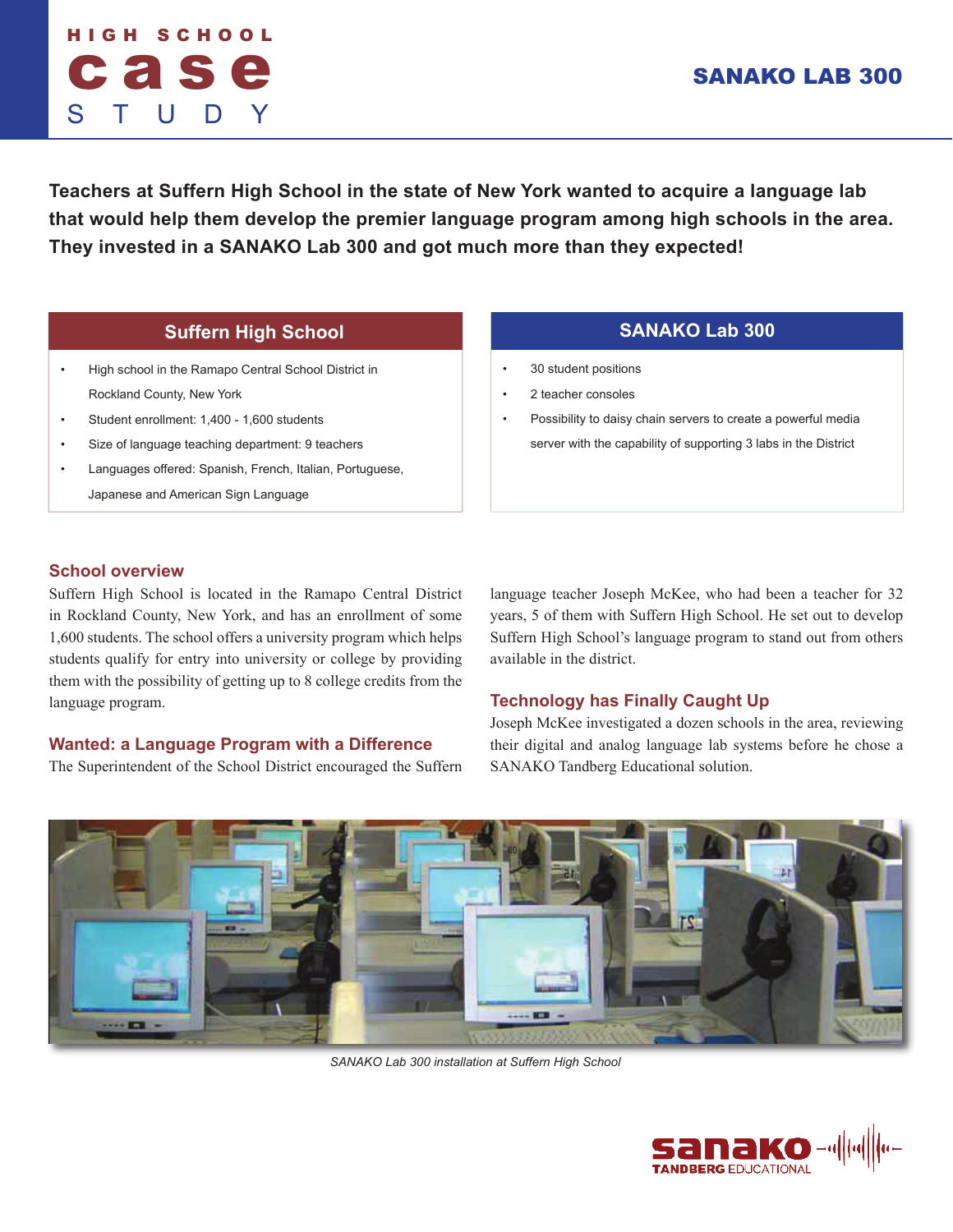# HIGH SCHOOL case STUDY

## SANAKO LAB 300

**Teachers at Suffern High School in the state of New York wanted to acquire a language lab that would help them develop the premier language program among high schools in the area. They invested in a SANAKO Lab 300 and got much more than they expected!**

### Suffern High School

- High school in the Ramapo Central School District in Rockland County, New York
- Student enrollment: 1,400 - 1,600 students
- Size of language teaching department: 9 teachers
- Languages offered: Spanish, French, Italian, Portuguese, Japanese and American Sign Language

### SANAKO Lab 300

- 30 student positions
- 2 teacher consoles
- Possibility to daisy chain servers to create a powerful media server with the capability of supporting 3 labs in the District

### School overview

Suffern High School is located in the Ramapo Central District in Rockland County, New York, and has an enrollment of some 1,600 students. The school offers a university program which helps students qualify for entry into university or college by providing them with the possibility of getting up to 8 college credits from the language program.

### Wanted: a Language Program with a Difference

The Superintendent of the School District encouraged the Suffern language teacher Joseph McKee, who had been a teacher for 32 years, 5 of them with Suffern High School. He set out to develop Suffern High School's language program to stand out from others available in the district.

### Technology has Finally Caught Up

Joseph McKee investigated a dozen schools in the area, reviewing their digital and analog language lab systems before he chose a SANAKO Tandberg Educational solution.

*SANAKO Lab 300 installation at Suffern High School*

sanako TANDBERG EDUCATIONAL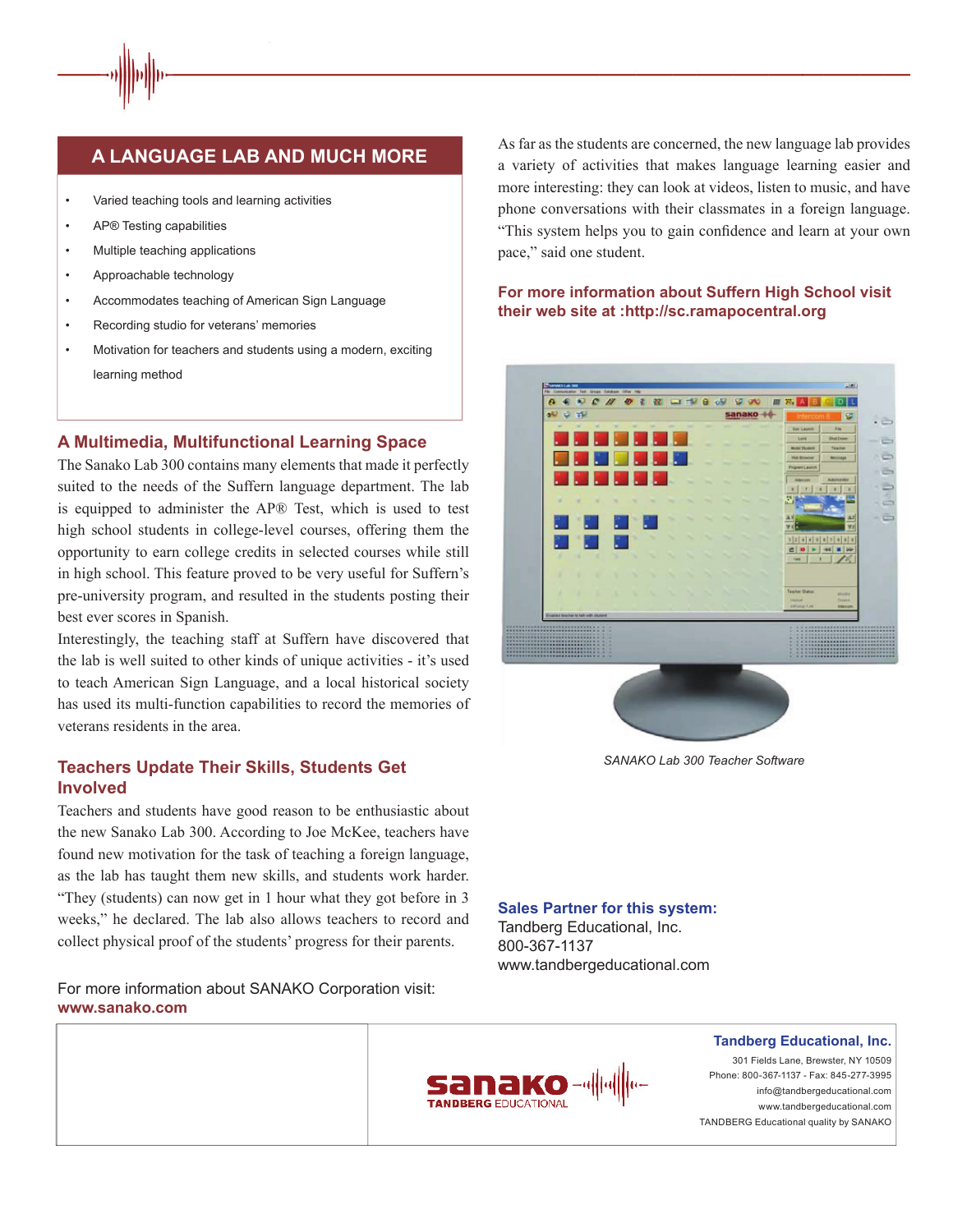## A LANGUAGE LAB AND MUCH MORE

- Varied teaching tools and learning activities
- AP® Testing capabilities
- Multiple teaching applications
- Approachable technology
- Accommodates teaching of American Sign Language
- Recording studio for veterans' memories
- Motivation for teachers and students using a modern, exciting learning method

### A Multimedia, Multifunctional Learning Space

The Sanako Lab 300 contains many elements that made it perfectly suited to the needs of the Suffern language department. The lab is equipped to administer the AP® Test, which is used to test high school students in college-level courses, offering them the opportunity to earn college credits in selected courses while still in high school. This feature proved to be very useful for Suffern's pre-university program, and resulted in the students posting their best ever scores in Spanish.

Interestingly, the teaching staff at Suffern have discovered that the lab is well suited to other kinds of unique activities - it's used to teach American Sign Language, and a local historical society has used its multi-function capabilities to record the memories of veterans residents in the area.

### Teachers Update Their Skills, Students Get Involved

Teachers and students have good reason to be enthusiastic about the new Sanako Lab 300. According to Joe McKee, teachers have found new motivation for the task of teaching a foreign language, as the lab has taught them new skills, and students work harder. "They (students) can now get in 1 hour what they got before in 3 weeks," he declared. The lab also allows teachers to record and collect physical proof of the students' progress for their parents.

For more information about SANAKO Corporation visit:
**www.sanako.com**

As far as the students are concerned, the new language lab provides a variety of activities that makes language learning easier and more interesting: they can look at videos, listen to music, and have phone conversations with their classmates in a foreign language. "This system helps you to gain confidence and learn at your own pace," said one student.

**For more information about Suffern High School visit their web site at :http://sc.ramapocentral.org**

*SANAKO Lab 300 Teacher Software*

**Sales Partner for this system:**
Tandberg Educational, Inc.
800-367-1137
www.tandbergeducational.com

**Tandberg Educational, Inc.**
301 Fields Lane, Brewster, NY 10509
Phone: 800-367-1137 - Fax: 845-277-3995
info@tandbergeducational.com
www.tandbergeducational.com
TANDBERG Educational quality by SANAKO